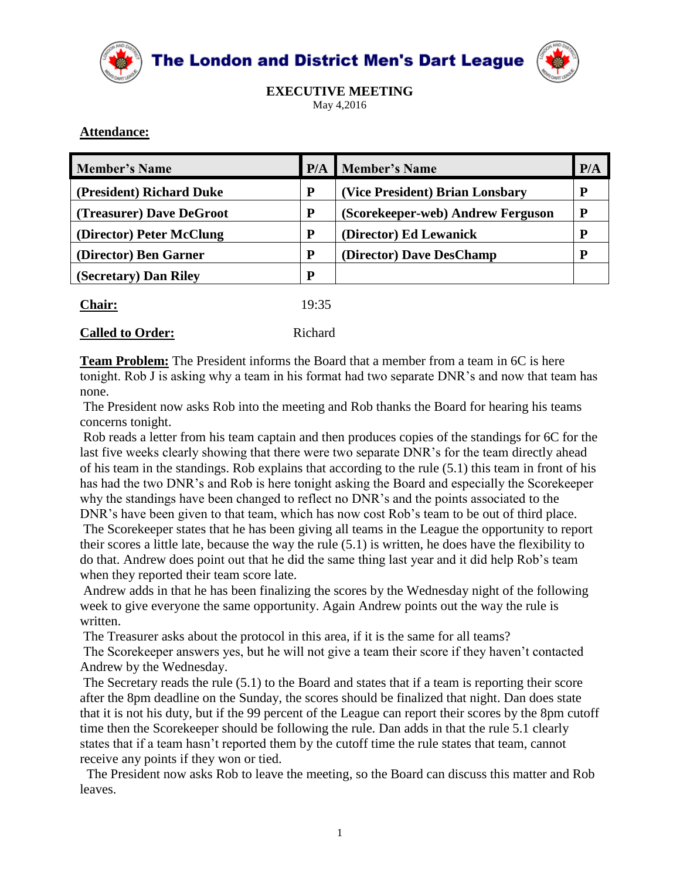# The London and District Men's Dart League

## EXECUTIVE MEETING

May 4,2016

**Attendance:**

| Member's Name | P/A | Member's Name | P/A |
|---|---|---|---|
| (President) Richard Duke | P | (Vice President) Brian Lonsbary | P |
| (Treasurer) Dave DeGroot | P | (Scorekeeper-web) Andrew Ferguson | P |
| (Director) Peter McClung | P | (Director) Ed Lewanick | P |
| (Director) Ben Garner | P | (Director) Dave DesChamp | P |
| (Secretary) Dan Riley | P | | |

**Chair:** 19:35

**Called to Order:** Richard

**Team Problem:** The President informs the Board that a member from a team in 6C is here tonight. Rob J is asking why a team in his format had two separate DNR's and now that team has none.

The President now asks Rob into the meeting and Rob thanks the Board for hearing his teams concerns tonight.

Rob reads a letter from his team captain and then produces copies of the standings for 6C for the last five weeks clearly showing that there were two separate DNR's for the team directly ahead of his team in the standings. Rob explains that according to the rule (5.1) this team in front of his has had the two DNR's and Rob is here tonight asking the Board and especially the Scorekeeper why the standings have been changed to reflect no DNR's and the points associated to the DNR's have been given to that team, which has now cost Rob's team to be out of third place.

The Scorekeeper states that he has been giving all teams in the League the opportunity to report their scores a little late, because the way the rule (5.1) is written, he does have the flexibility to do that. Andrew does point out that he did the same thing last year and it did help Rob's team when they reported their team score late.

Andrew adds in that he has been finalizing the scores by the Wednesday night of the following week to give everyone the same opportunity. Again Andrew points out the way the rule is written.

The Treasurer asks about the protocol in this area, if it is the same for all teams?

The Scorekeeper answers yes, but he will not give a team their score if they haven't contacted Andrew by the Wednesday.

The Secretary reads the rule (5.1) to the Board and states that if a team is reporting their score after the 8pm deadline on the Sunday, the scores should be finalized that night. Dan does state that it is not his duty, but if the 99 percent of the League can report their scores by the 8pm cutoff time then the Scorekeeper should be following the rule. Dan adds in that the rule 5.1 clearly states that if a team hasn't reported them by the cutoff time the rule states that team, cannot receive any points if they won or tied.

The President now asks Rob to leave the meeting, so the Board can discuss this matter and Rob leaves.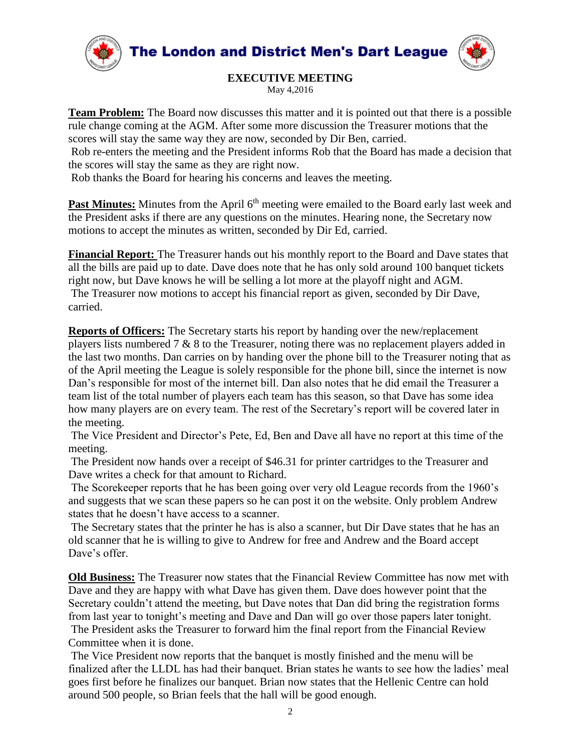# The London and District Men's Dart League

## EXECUTIVE MEETING

May 4,2016

**Team Problem:** The Board now discusses this matter and it is pointed out that there is a possible rule change coming at the AGM. After some more discussion the Treasurer motions that the scores will stay the same way they are now, seconded by Dir Ben, carried.

Rob re-enters the meeting and the President informs Rob that the Board has made a decision that the scores will stay the same as they are right now.

Rob thanks the Board for hearing his concerns and leaves the meeting.

**Past Minutes:** Minutes from the April 6th meeting were emailed to the Board early last week and the President asks if there are any questions on the minutes. Hearing none, the Secretary now motions to accept the minutes as written, seconded by Dir Ed, carried.

**Financial Report:** The Treasurer hands out his monthly report to the Board and Dave states that all the bills are paid up to date. Dave does note that he has only sold around 100 banquet tickets right now, but Dave knows he will be selling a lot more at the playoff night and AGM.

The Treasurer now motions to accept his financial report as given, seconded by Dir Dave, carried.

**Reports of Officers:** The Secretary starts his report by handing over the new/replacement players lists numbered 7 & 8 to the Treasurer, noting there was no replacement players added in the last two months. Dan carries on by handing over the phone bill to the Treasurer noting that as of the April meeting the League is solely responsible for the phone bill, since the internet is now Dan's responsible for most of the internet bill. Dan also notes that he did email the Treasurer a team list of the total number of players each team has this season, so that Dave has some idea how many players are on every team. The rest of the Secretary's report will be covered later in the meeting.

The Vice President and Director's Pete, Ed, Ben and Dave all have no report at this time of the meeting.

The President now hands over a receipt of $46.31 for printer cartridges to the Treasurer and Dave writes a check for that amount to Richard.

The Scorekeeper reports that he has been going over very old League records from the 1960's and suggests that we scan these papers so he can post it on the website. Only problem Andrew states that he doesn't have access to a scanner.

The Secretary states that the printer he has is also a scanner, but Dir Dave states that he has an old scanner that he is willing to give to Andrew for free and Andrew and the Board accept Dave's offer.

**Old Business:** The Treasurer now states that the Financial Review Committee has now met with Dave and they are happy with what Dave has given them. Dave does however point that the Secretary couldn't attend the meeting, but Dave notes that Dan did bring the registration forms from last year to tonight's meeting and Dave and Dan will go over those papers later tonight.

The President asks the Treasurer to forward him the final report from the Financial Review Committee when it is done.

The Vice President now reports that the banquet is mostly finished and the menu will be finalized after the LLDL has had their banquet. Brian states he wants to see how the ladies' meal goes first before he finalizes our banquet. Brian now states that the Hellenic Centre can hold around 500 people, so Brian feels that the hall will be good enough.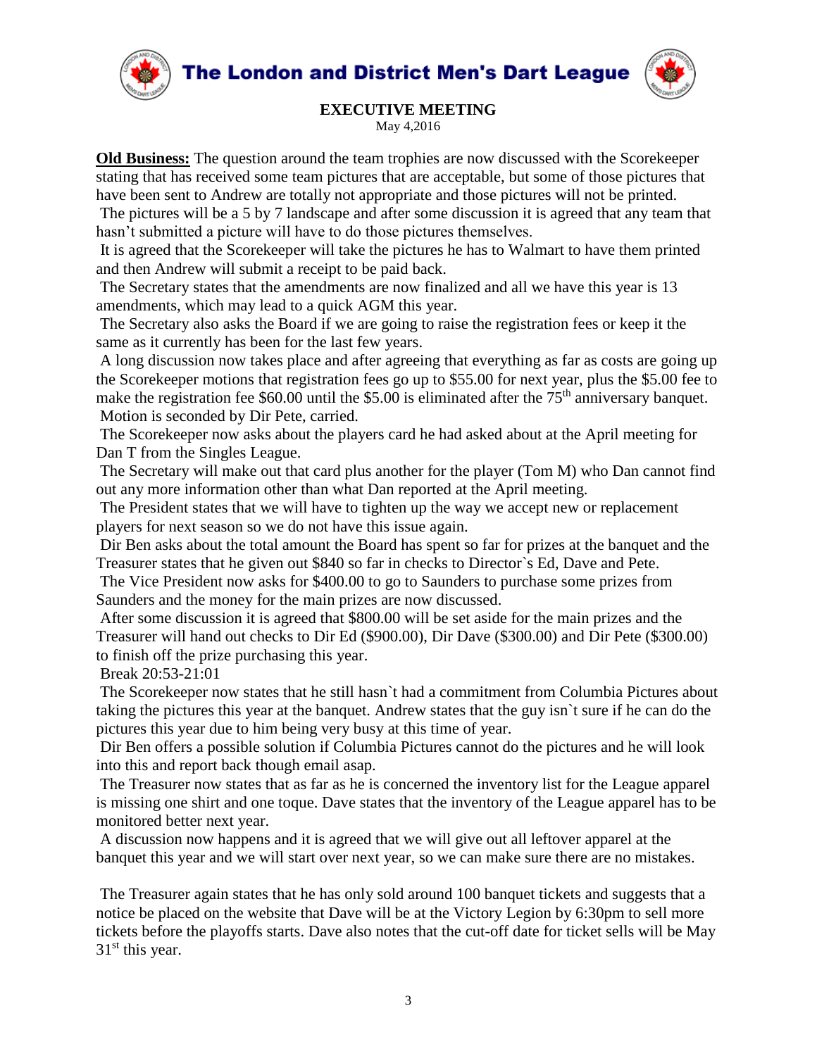# The London and District Men's Dart League

**EXECUTIVE MEETING**

May 4,2016

**Old Business:** The question around the team trophies are now discussed with the Scorekeeper stating that has received some team pictures that are acceptable, but some of those pictures that have been sent to Andrew are totally not appropriate and those pictures will not be printed.

The pictures will be a 5 by 7 landscape and after some discussion it is agreed that any team that hasn't submitted a picture will have to do those pictures themselves.

It is agreed that the Scorekeeper will take the pictures he has to Walmart to have them printed and then Andrew will submit a receipt to be paid back.

The Secretary states that the amendments are now finalized and all we have this year is 13 amendments, which may lead to a quick AGM this year.

The Secretary also asks the Board if we are going to raise the registration fees or keep it the same as it currently has been for the last few years.

A long discussion now takes place and after agreeing that everything as far as costs are going up the Scorekeeper motions that registration fees go up to $55.00 for next year, plus the $5.00 fee to make the registration fee $60.00 until the $5.00 is eliminated after the 75th anniversary banquet.

Motion is seconded by Dir Pete, carried.

The Scorekeeper now asks about the players card he had asked about at the April meeting for Dan T from the Singles League.

The Secretary will make out that card plus another for the player (Tom M) who Dan cannot find out any more information other than what Dan reported at the April meeting.

The President states that we will have to tighten up the way we accept new or replacement players for next season so we do not have this issue again.

Dir Ben asks about the total amount the Board has spent so far for prizes at the banquet and the Treasurer states that he given out $840 so far in checks to Director`s Ed, Dave and Pete.

The Vice President now asks for $400.00 to go to Saunders to purchase some prizes from Saunders and the money for the main prizes are now discussed.

After some discussion it is agreed that $800.00 will be set aside for the main prizes and the Treasurer will hand out checks to Dir Ed ($900.00), Dir Dave ($300.00) and Dir Pete ($300.00) to finish off the prize purchasing this year.

Break 20:53-21:01

The Scorekeeper now states that he still hasn`t had a commitment from Columbia Pictures about taking the pictures this year at the banquet. Andrew states that the guy isn`t sure if he can do the pictures this year due to him being very busy at this time of year.

Dir Ben offers a possible solution if Columbia Pictures cannot do the pictures and he will look into this and report back though email asap.

The Treasurer now states that as far as he is concerned the inventory list for the League apparel is missing one shirt and one toque. Dave states that the inventory of the League apparel has to be monitored better next year.

A discussion now happens and it is agreed that we will give out all leftover apparel at the banquet this year and we will start over next year, so we can make sure there are no mistakes.

The Treasurer again states that he has only sold around 100 banquet tickets and suggests that a notice be placed on the website that Dave will be at the Victory Legion by 6:30pm to sell more tickets before the playoffs starts. Dave also notes that the cut-off date for ticket sells will be May 31st this year.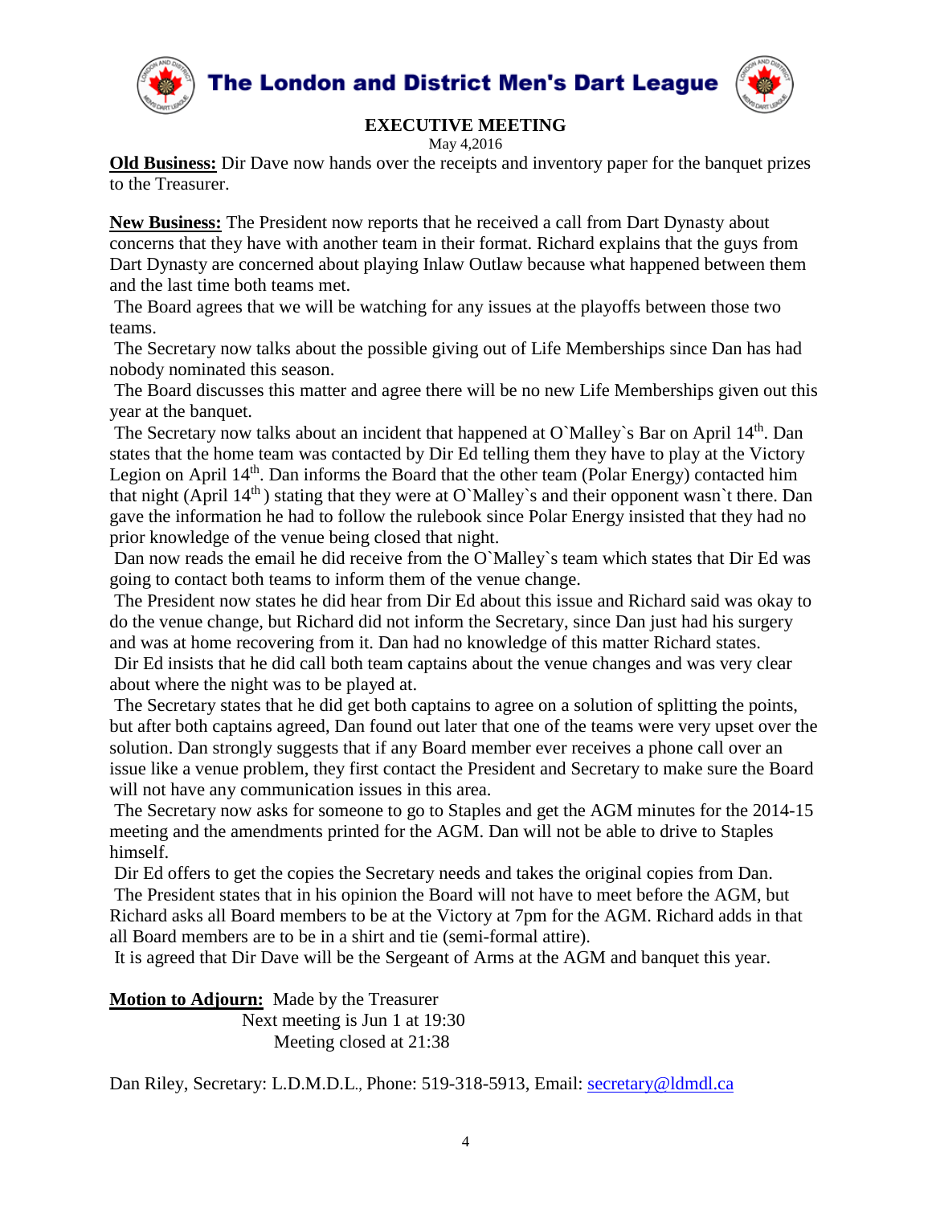# The London and District Men's Dart League

**EXECUTIVE MEETING**

May 4,2016

**Old Business:** Dir Dave now hands over the receipts and inventory paper for the banquet prizes to the Treasurer.

**New Business:** The President now reports that he received a call from Dart Dynasty about concerns that they have with another team in their format. Richard explains that the guys from Dart Dynasty are concerned about playing Inlaw Outlaw because what happened between them and the last time both teams met.

The Board agrees that we will be watching for any issues at the playoffs between those two teams.

The Secretary now talks about the possible giving out of Life Memberships since Dan has had nobody nominated this season.

The Board discusses this matter and agree there will be no new Life Memberships given out this year at the banquet.

The Secretary now talks about an incident that happened at O`Malley`s Bar on April 14th. Dan states that the home team was contacted by Dir Ed telling them they have to play at the Victory Legion on April 14th. Dan informs the Board that the other team (Polar Energy) contacted him that night (April 14th) stating that they were at O`Malley`s and their opponent wasn`t there. Dan gave the information he had to follow the rulebook since Polar Energy insisted that they had no prior knowledge of the venue being closed that night.

Dan now reads the email he did receive from the O`Malley`s team which states that Dir Ed was going to contact both teams to inform them of the venue change.

The President now states he did hear from Dir Ed about this issue and Richard said was okay to do the venue change, but Richard did not inform the Secretary, since Dan just had his surgery and was at home recovering from it. Dan had no knowledge of this matter Richard states.

Dir Ed insists that he did call both team captains about the venue changes and was very clear about where the night was to be played at.

The Secretary states that he did get both captains to agree on a solution of splitting the points, but after both captains agreed, Dan found out later that one of the teams were very upset over the solution. Dan strongly suggests that if any Board member ever receives a phone call over an issue like a venue problem, they first contact the President and Secretary to make sure the Board will not have any communication issues in this area.

The Secretary now asks for someone to go to Staples and get the AGM minutes for the 2014-15 meeting and the amendments printed for the AGM. Dan will not be able to drive to Staples himself.

Dir Ed offers to get the copies the Secretary needs and takes the original copies from Dan.

The President states that in his opinion the Board will not have to meet before the AGM, but Richard asks all Board members to be at the Victory at 7pm for the AGM. Richard adds in that all Board members are to be in a shirt and tie (semi-formal attire).

It is agreed that Dir Dave will be the Sergeant of Arms at the AGM and banquet this year.

**Motion to Adjourn:** Made by the Treasurer

Next meeting is Jun 1 at 19:30

Meeting closed at 21:38

Dan Riley, Secretary: L.D.M.D.L., Phone: 519-318-5913, Email: secretary@ldmdl.ca